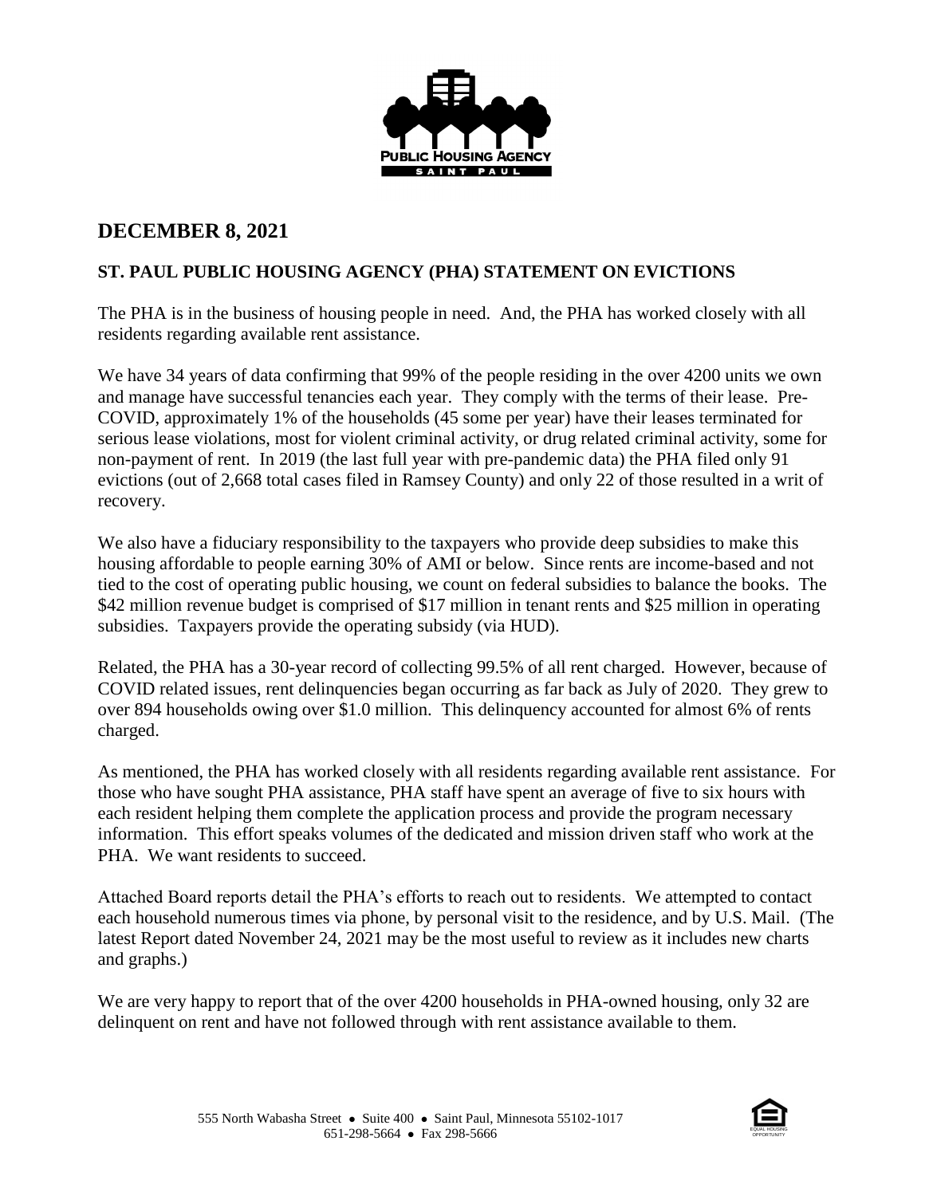PUBLIC HOUSING AGENCY
SAINT PAUL

## DECEMBER 8, 2021

### ST. PAUL PUBLIC HOUSING AGENCY (PHA) STATEMENT ON EVICTIONS

The PHA is in the business of housing people in need. And, the PHA has worked closely with all residents regarding available rent assistance.

We have 34 years of data confirming that 99% of the people residing in the over 4200 units we own and manage have successful tenancies each year. They comply with the terms of their lease. Pre-COVID, approximately 1% of the households (45 some per year) have their leases terminated for serious lease violations, most for violent criminal activity, or drug related criminal activity, some for non-payment of rent. In 2019 (the last full year with pre-pandemic data) the PHA filed only 91 evictions (out of 2,668 total cases filed in Ramsey County) and only 22 of those resulted in a writ of recovery.

We also have a fiduciary responsibility to the taxpayers who provide deep subsidies to make this housing affordable to people earning 30% of AMI or below. Since rents are income-based and not tied to the cost of operating public housing, we count on federal subsidies to balance the books. The $42 million revenue budget is comprised of $17 million in tenant rents and $25 million in operating subsidies. Taxpayers provide the operating subsidy (via HUD).

Related, the PHA has a 30-year record of collecting 99.5% of all rent charged. However, because of COVID related issues, rent delinquencies began occurring as far back as July of 2020. They grew to over 894 households owing over $1.0 million. This delinquency accounted for almost 6% of rents charged.

As mentioned, the PHA has worked closely with all residents regarding available rent assistance. For those who have sought PHA assistance, PHA staff have spent an average of five to six hours with each resident helping them complete the application process and provide the program necessary information. This effort speaks volumes of the dedicated and mission driven staff who work at the PHA. We want residents to succeed.

Attached Board reports detail the PHA's efforts to reach out to residents. We attempted to contact each household numerous times via phone, by personal visit to the residence, and by U.S. Mail. (The latest Report dated November 24, 2021 may be the most useful to review as it includes new charts and graphs.)

We are very happy to report that of the over 4200 households in PHA-owned housing, only 32 are delinquent on rent and have not followed through with rent assistance available to them.

555 North Wabasha Street ● Suite 400 ● Saint Paul, Minnesota 55102-1017
651-298-5664 ● Fax 298-5666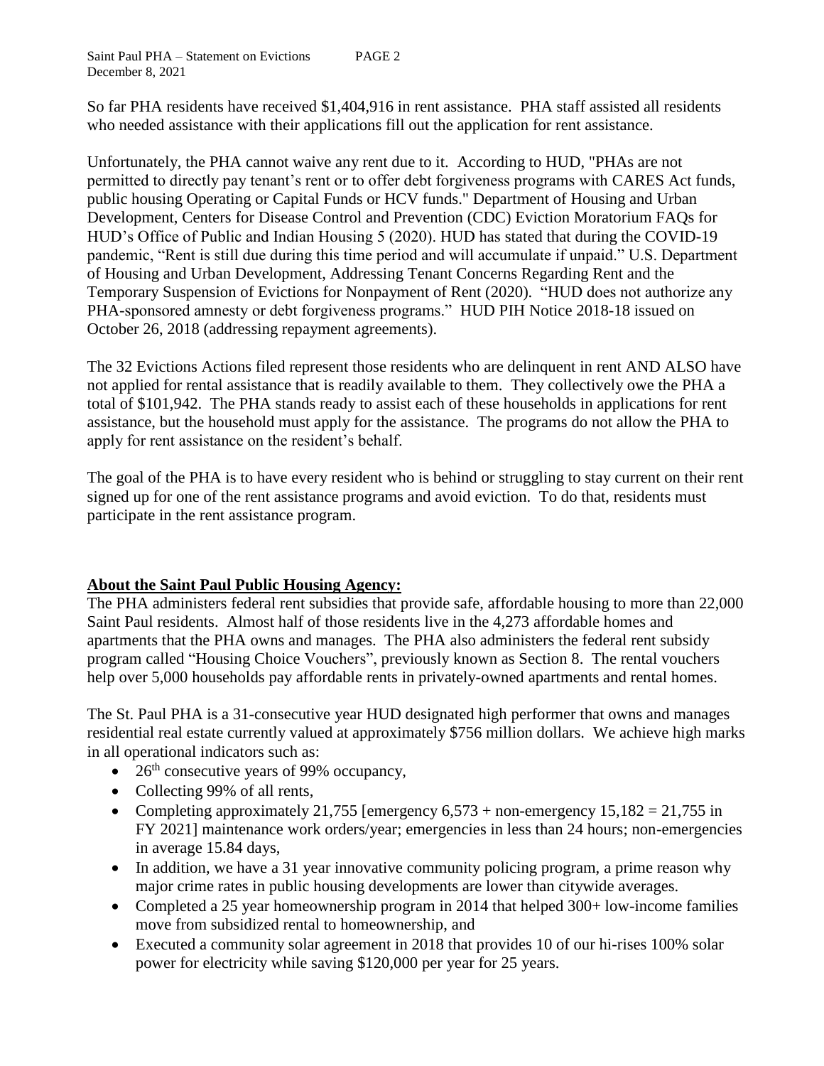So far PHA residents have received $1,404,916 in rent assistance. PHA staff assisted all residents who needed assistance with their applications fill out the application for rent assistance.

Unfortunately, the PHA cannot waive any rent due to it. According to HUD, "PHAs are not permitted to directly pay tenant's rent or to offer debt forgiveness programs with CARES Act funds, public housing Operating or Capital Funds or HCV funds." Department of Housing and Urban Development, Centers for Disease Control and Prevention (CDC) Eviction Moratorium FAQs for HUD's Office of Public and Indian Housing 5 (2020). HUD has stated that during the COVID-19 pandemic, "Rent is still due during this time period and will accumulate if unpaid." U.S. Department of Housing and Urban Development, Addressing Tenant Concerns Regarding Rent and the Temporary Suspension of Evictions for Nonpayment of Rent (2020). "HUD does not authorize any PHA-sponsored amnesty or debt forgiveness programs." HUD PIH Notice 2018-18 issued on October 26, 2018 (addressing repayment agreements).

The 32 Evictions Actions filed represent those residents who are delinquent in rent AND ALSO have not applied for rental assistance that is readily available to them. They collectively owe the PHA a total of $101,942. The PHA stands ready to assist each of these households in applications for rent assistance, but the household must apply for the assistance. The programs do not allow the PHA to apply for rent assistance on the resident's behalf.

The goal of the PHA is to have every resident who is behind or struggling to stay current on their rent signed up for one of the rent assistance programs and avoid eviction. To do that, residents must participate in the rent assistance program.

**About the Saint Paul Public Housing Agency:**

The PHA administers federal rent subsidies that provide safe, affordable housing to more than 22,000 Saint Paul residents. Almost half of those residents live in the 4,273 affordable homes and apartments that the PHA owns and manages. The PHA also administers the federal rent subsidy program called "Housing Choice Vouchers", previously known as Section 8. The rental vouchers help over 5,000 households pay affordable rents in privately-owned apartments and rental homes.

The St. Paul PHA is a 31-consecutive year HUD designated high performer that owns and manages residential real estate currently valued at approximately $756 million dollars. We achieve high marks in all operational indicators such as:

- 26th consecutive years of 99% occupancy,
- Collecting 99% of all rents,
- Completing approximately 21,755 [emergency 6,573 + non-emergency 15,182 = 21,755 in FY 2021] maintenance work orders/year; emergencies in less than 24 hours; non-emergencies in average 15.84 days,
- In addition, we have a 31 year innovative community policing program, a prime reason why major crime rates in public housing developments are lower than citywide averages.
- Completed a 25 year homeownership program in 2014 that helped 300+ low-income families move from subsidized rental to homeownership, and
- Executed a community solar agreement in 2018 that provides 10 of our hi-rises 100% solar power for electricity while saving $120,000 per year for 25 years.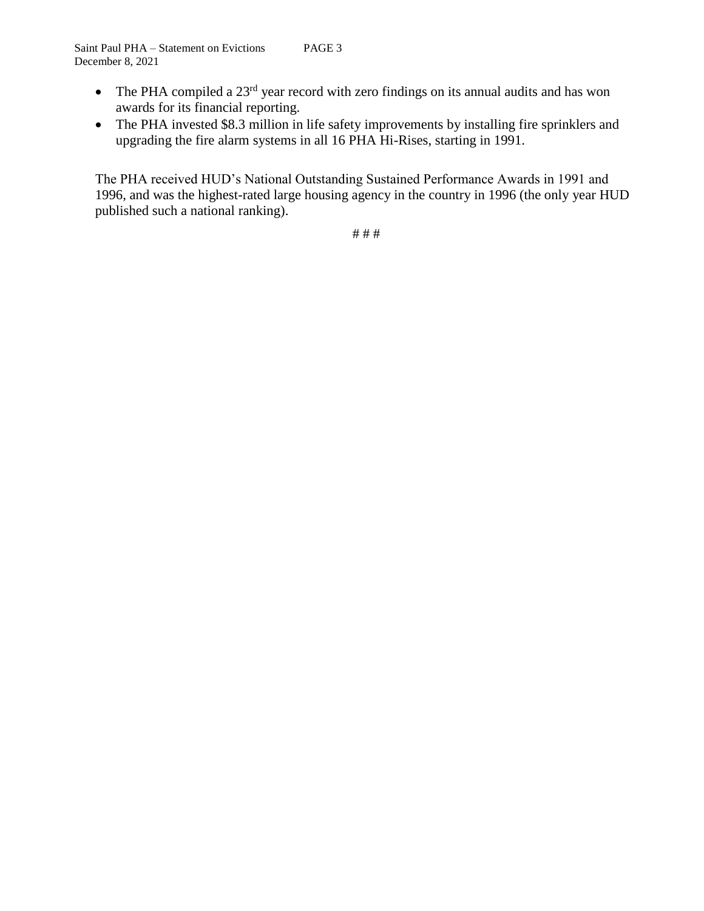- The PHA compiled a 23rd year record with zero findings on its annual audits and has won awards for its financial reporting.
- The PHA invested $8.3 million in life safety improvements by installing fire sprinklers and upgrading the fire alarm systems in all 16 PHA Hi-Rises, starting in 1991.

The PHA received HUD's National Outstanding Sustained Performance Awards in 1991 and 1996, and was the highest-rated large housing agency in the country in 1996 (the only year HUD published such a national ranking).

# # #